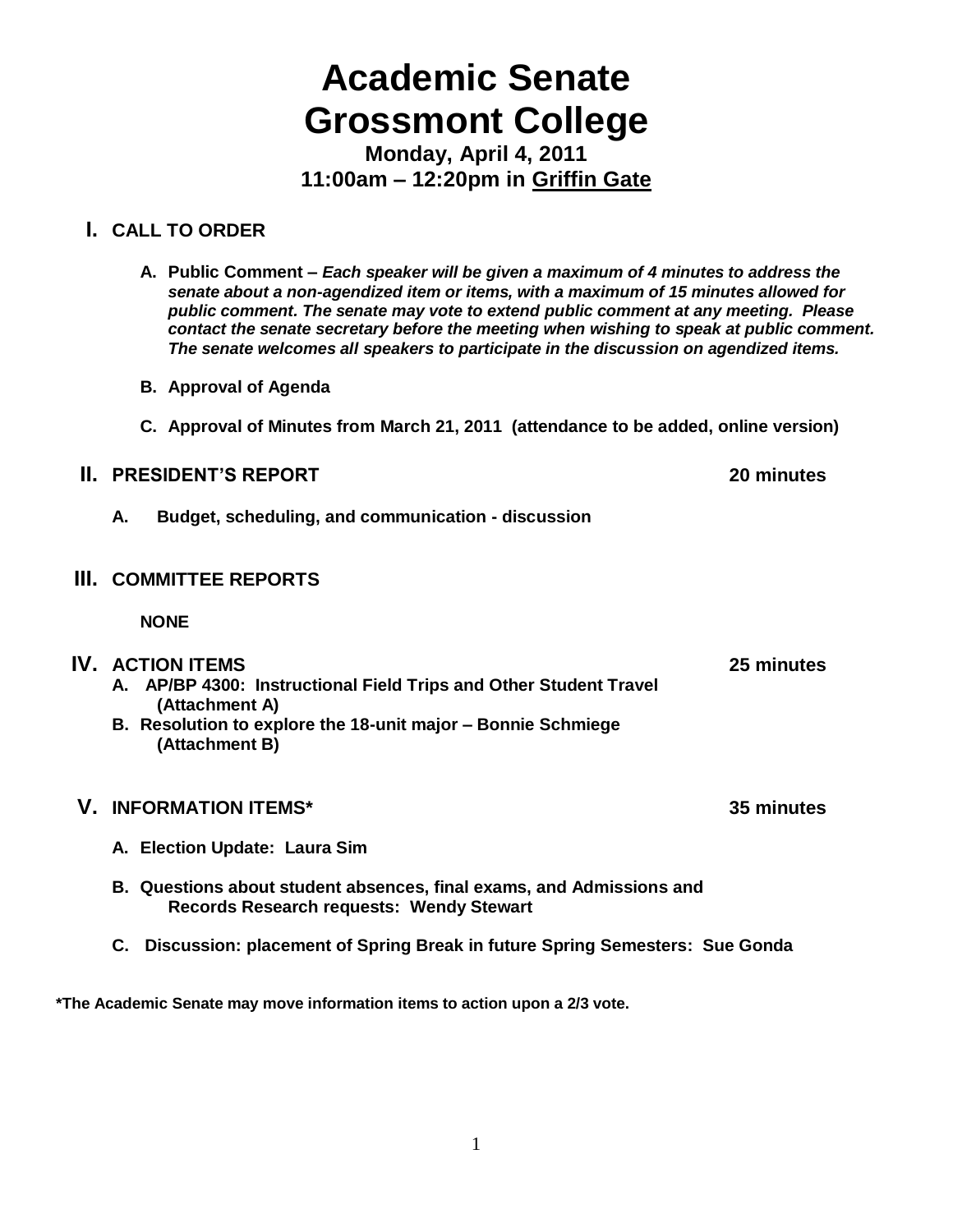# Academic Senate
# Grossmont College

**Monday, April 4, 2011**
**11:00am – 12:20pm in <u>Griffin Gate</u>**

## I. CALL TO ORDER

**A. Public Comment –** ***Each speaker will be given a maximum of 4 minutes to address the senate about a non-agendized item or items, with a maximum of 15 minutes allowed for public comment. The senate may vote to extend public comment at any meeting. Please contact the senate secretary before the meeting when wishing to speak at public comment. The senate welcomes all speakers to participate in the discussion on agendized items.***

**B. Approval of Agenda**

**C. Approval of Minutes from March 21, 2011 (attendance to be added, online version)**

## II. PRESIDENT'S REPORT — 20 minutes

**A. Budget, scheduling, and communication - discussion**

## III. COMMITTEE REPORTS

**NONE**

## IV. ACTION ITEMS — 25 minutes

**A. AP/BP 4300: Instructional Field Trips and Other Student Travel (Attachment A)**

**B. Resolution to explore the 18-unit major – Bonnie Schmiege (Attachment B)**

## V. INFORMATION ITEMS* — 35 minutes

**A. Election Update: Laura Sim**

**B. Questions about student absences, final exams, and Admissions and Records Research requests: Wendy Stewart**

**C. Discussion: placement of Spring Break in future Spring Semesters: Sue Gonda**

**\*The Academic Senate may move information items to action upon a 2/3 vote.**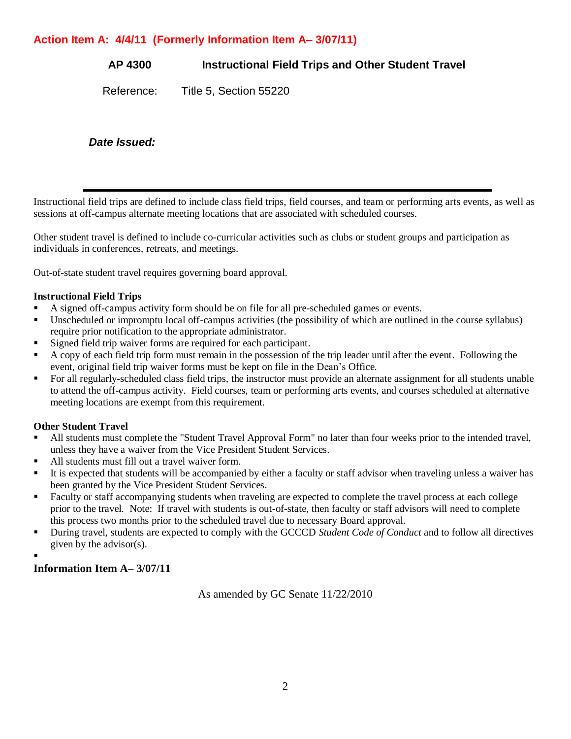**Action Item A: 4/4/11 (Formerly Information Item A– 3/07/11)**

## AP 4300 Instructional Field Trips and Other Student Travel

Reference: Title 5, Section 55220

***Date Issued:***

---

Instructional field trips are defined to include class field trips, field courses, and team or performing arts events, as well as sessions at off-campus alternate meeting locations that are associated with scheduled courses.

Other student travel is defined to include co-curricular activities such as clubs or student groups and participation as individuals in conferences, retreats, and meetings.

Out-of-state student travel requires governing board approval.

**Instructional Field Trips**

- A signed off-campus activity form should be on file for all pre-scheduled games or events.
- Unscheduled or impromptu local off-campus activities (the possibility of which are outlined in the course syllabus) require prior notification to the appropriate administrator.
- Signed field trip waiver forms are required for each participant.
- A copy of each field trip form must remain in the possession of the trip leader until after the event. Following the event, original field trip waiver forms must be kept on file in the Dean's Office.
- For all regularly-scheduled class field trips, the instructor must provide an alternate assignment for all students unable to attend the off-campus activity. Field courses, team or performing arts events, and courses scheduled at alternative meeting locations are exempt from this requirement.

**Other Student Travel**

- All students must complete the "Student Travel Approval Form" no later than four weeks prior to the intended travel, unless they have a waiver from the Vice President Student Services.
- All students must fill out a travel waiver form.
- It is expected that students will be accompanied by either a faculty or staff advisor when traveling unless a waiver has been granted by the Vice President Student Services.
- Faculty or staff accompanying students when traveling are expected to complete the travel process at each college prior to the travel. Note: If travel with students is out-of-state, then faculty or staff advisors will need to complete this process two months prior to the scheduled travel due to necessary Board approval.
- During travel, students are expected to comply with the GCCCD *Student Code of Conduct* and to follow all directives given by the advisor(s).

**Information Item A– 3/07/11**

As amended by GC Senate 11/22/2010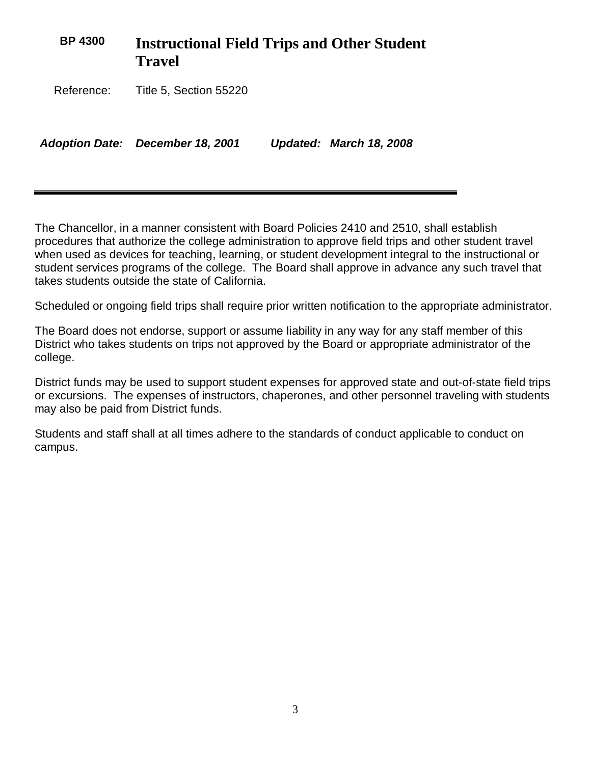# BP 4300 Instructional Field Trips and Other Student Travel

Reference: Title 5, Section 55220

***Adoption Date: December 18, 2001 Updated: March 18, 2008***

---

The Chancellor, in a manner consistent with Board Policies 2410 and 2510, shall establish procedures that authorize the college administration to approve field trips and other student travel when used as devices for teaching, learning, or student development integral to the instructional or student services programs of the college. The Board shall approve in advance any such travel that takes students outside the state of California.

Scheduled or ongoing field trips shall require prior written notification to the appropriate administrator.

The Board does not endorse, support or assume liability in any way for any staff member of this District who takes students on trips not approved by the Board or appropriate administrator of the college.

District funds may be used to support student expenses for approved state and out-of-state field trips or excursions. The expenses of instructors, chaperones, and other personnel traveling with students may also be paid from District funds.

Students and staff shall at all times adhere to the standards of conduct applicable to conduct on campus.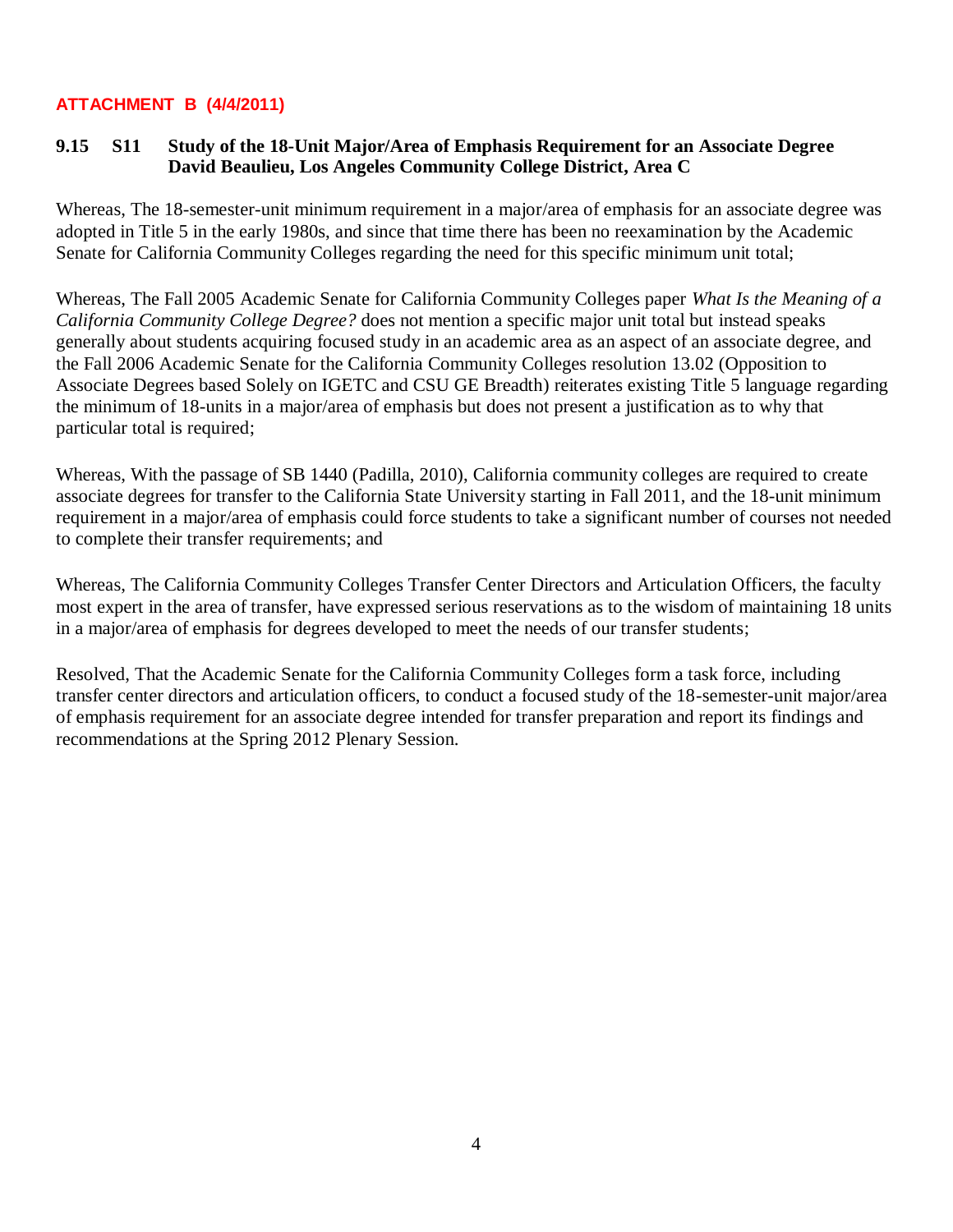**ATTACHMENT B (4/4/2011)**

### 9.15 S11 Study of the 18-Unit Major/Area of Emphasis Requirement for an Associate Degree
**David Beaulieu, Los Angeles Community College District, Area C**

Whereas, The 18-semester-unit minimum requirement in a major/area of emphasis for an associate degree was adopted in Title 5 in the early 1980s, and since that time there has been no reexamination by the Academic Senate for California Community Colleges regarding the need for this specific minimum unit total;

Whereas, The Fall 2005 Academic Senate for California Community Colleges paper *What Is the Meaning of a California Community College Degree?* does not mention a specific major unit total but instead speaks generally about students acquiring focused study in an academic area as an aspect of an associate degree, and the Fall 2006 Academic Senate for the California Community Colleges resolution 13.02 (Opposition to Associate Degrees based Solely on IGETC and CSU GE Breadth) reiterates existing Title 5 language regarding the minimum of 18-units in a major/area of emphasis but does not present a justification as to why that particular total is required;

Whereas, With the passage of SB 1440 (Padilla, 2010), California community colleges are required to create associate degrees for transfer to the California State University starting in Fall 2011, and the 18-unit minimum requirement in a major/area of emphasis could force students to take a significant number of courses not needed to complete their transfer requirements; and

Whereas, The California Community Colleges Transfer Center Directors and Articulation Officers, the faculty most expert in the area of transfer, have expressed serious reservations as to the wisdom of maintaining 18 units in a major/area of emphasis for degrees developed to meet the needs of our transfer students;

Resolved, That the Academic Senate for the California Community Colleges form a task force, including transfer center directors and articulation officers, to conduct a focused study of the 18-semester-unit major/area of emphasis requirement for an associate degree intended for transfer preparation and report its findings and recommendations at the Spring 2012 Plenary Session.